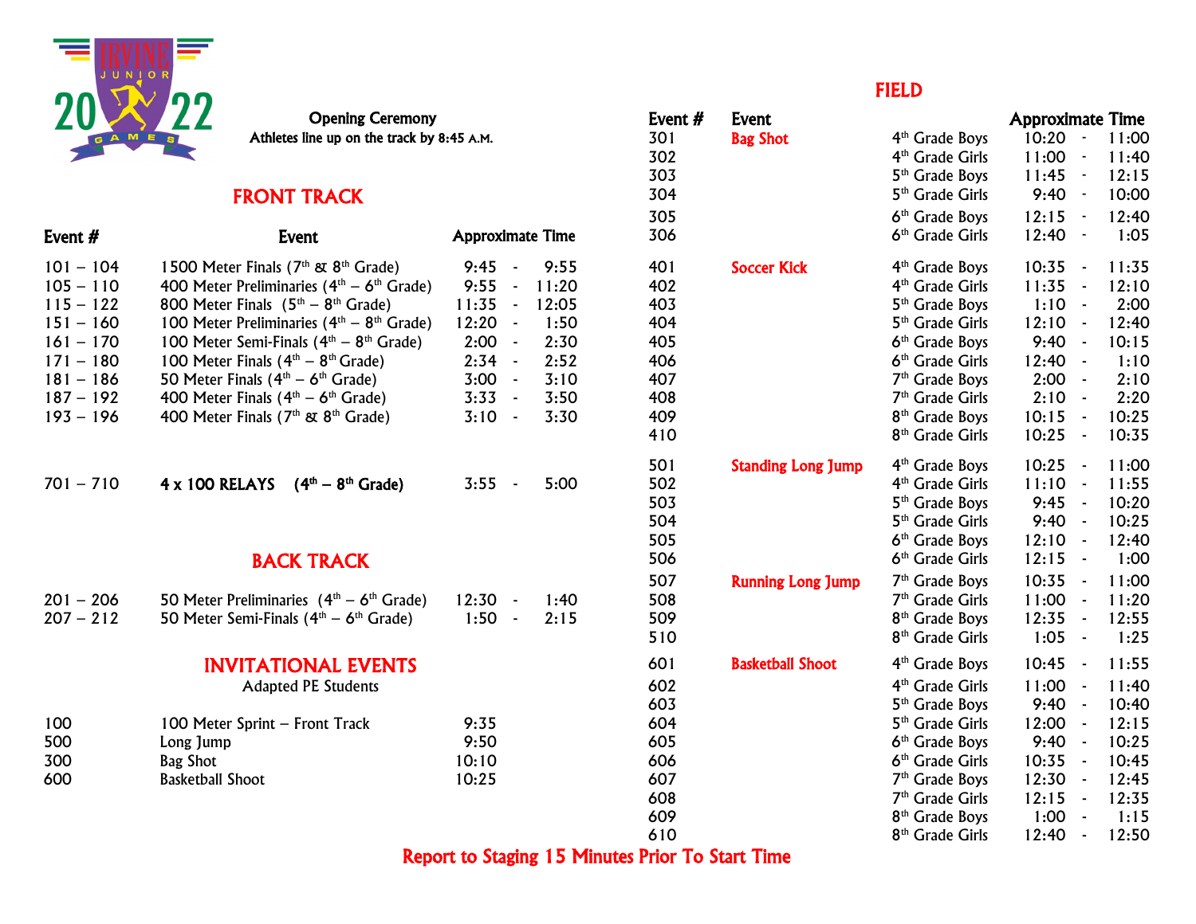IRVINE JUNIOR 2022 GAMES

**Opening Ceremony**
Athletes line up on the track by 8:45 A.M.

## FRONT TRACK

| Event # | Event | Approximate Time |
|---|---|---|
| 101 – 104 | 1500 Meter Finals (7th & 8th Grade) | 9:45 - 9:55 |
| 105 – 110 | 400 Meter Preliminaries (4th – 6th Grade) | 9:55 - 11:20 |
| 115 – 122 | 800 Meter Finals (5th – 8th Grade) | 11:35 - 12:05 |
| 151 – 160 | 100 Meter Preliminaries (4th – 8th Grade) | 12:20 - 1:50 |
| 161 – 170 | 100 Meter Semi-Finals (4th – 8th Grade) | 2:00 - 2:30 |
| 171 – 180 | 100 Meter Finals (4th – 8th Grade) | 2:34 - 2:52 |
| 181 – 186 | 50 Meter Finals (4th – 6th Grade) | 3:00 - 3:10 |
| 187 – 192 | 400 Meter Finals (4th – 6th Grade) | 3:33 - 3:50 |
| 193 – 196 | 400 Meter Finals (7th & 8th Grade) | 3:10 - 3:30 |
| 701 – 710 | **4 x 100 RELAYS (4th – 8th Grade)** | 3:55 - 5:00 |

## BACK TRACK

| Event # | Event | Approximate Time |
|---|---|---|
| 201 – 206 | 50 Meter Preliminaries (4th – 6th Grade) | 12:30 - 1:40 |
| 207 – 212 | 50 Meter Semi-Finals (4th – 6th Grade) | 1:50 - 2:15 |

## INVITATIONAL EVENTS

Adapted PE Students

| Event # | Event | Time |
|---|---|---|
| 100 | 100 Meter Sprint – Front Track | 9:35 |
| 500 | Long Jump | 9:50 |
| 300 | Bag Shot | 10:10 |
| 600 | Basketball Shoot | 10:25 |

## FIELD

| Event # | Event | | Approximate Time |
|---|---|---|---|
| 301 | Bag Shot | 4th Grade Boys | 10:20 - 11:00 |
| 302 | | 4th Grade Girls | 11:00 - 11:40 |
| 303 | | 5th Grade Boys | 11:45 - 12:15 |
| 304 | | 5th Grade Girls | 9:40 - 10:00 |
| 305 | | 6th Grade Boys | 12:15 - 12:40 |
| 306 | | 6th Grade Girls | 12:40 - 1:05 |
| 401 | Soccer Kick | 4th Grade Boys | 10:35 - 11:35 |
| 402 | | 4th Grade Girls | 11:35 - 12:10 |
| 403 | | 5th Grade Boys | 1:10 - 2:00 |
| 404 | | 5th Grade Girls | 12:10 - 12:40 |
| 405 | | 6th Grade Boys | 9:40 - 10:15 |
| 406 | | 6th Grade Girls | 12:40 - 1:10 |
| 407 | | 7th Grade Boys | 2:00 - 2:10 |
| 408 | | 7th Grade Girls | 2:10 - 2:20 |
| 409 | | 8th Grade Boys | 10:15 - 10:25 |
| 410 | | 8th Grade Girls | 10:25 - 10:35 |
| 501 | Standing Long Jump | 4th Grade Boys | 10:25 - 11:00 |
| 502 | | 4th Grade Girls | 11:10 - 11:55 |
| 503 | | 5th Grade Boys | 9:45 - 10:20 |
| 504 | | 5th Grade Girls | 9:40 - 10:25 |
| 505 | | 6th Grade Boys | 12:10 - 12:40 |
| 506 | | 6th Grade Girls | 12:15 - 1:00 |
| 507 | Running Long Jump | 7th Grade Boys | 10:35 - 11:00 |
| 508 | | 7th Grade Girls | 11:00 - 11:20 |
| 509 | | 8th Grade Boys | 12:35 - 12:55 |
| 510 | | 8th Grade Girls | 1:05 - 1:25 |
| 601 | Basketball Shoot | 4th Grade Boys | 10:45 - 11:55 |
| 602 | | 4th Grade Girls | 11:00 - 11:40 |
| 603 | | 5th Grade Boys | 9:40 - 10:40 |
| 604 | | 5th Grade Girls | 12:00 - 12:15 |
| 605 | | 6th Grade Boys | 9:40 - 10:25 |
| 606 | | 6th Grade Girls | 10:35 - 10:45 |
| 607 | | 7th Grade Boys | 12:30 - 12:45 |
| 608 | | 7th Grade Girls | 12:15 - 12:35 |
| 609 | | 8th Grade Boys | 1:00 - 1:15 |
| 610 | | 8th Grade Girls | 12:40 - 12:50 |

**Report to Staging 15 Minutes Prior To Start Time**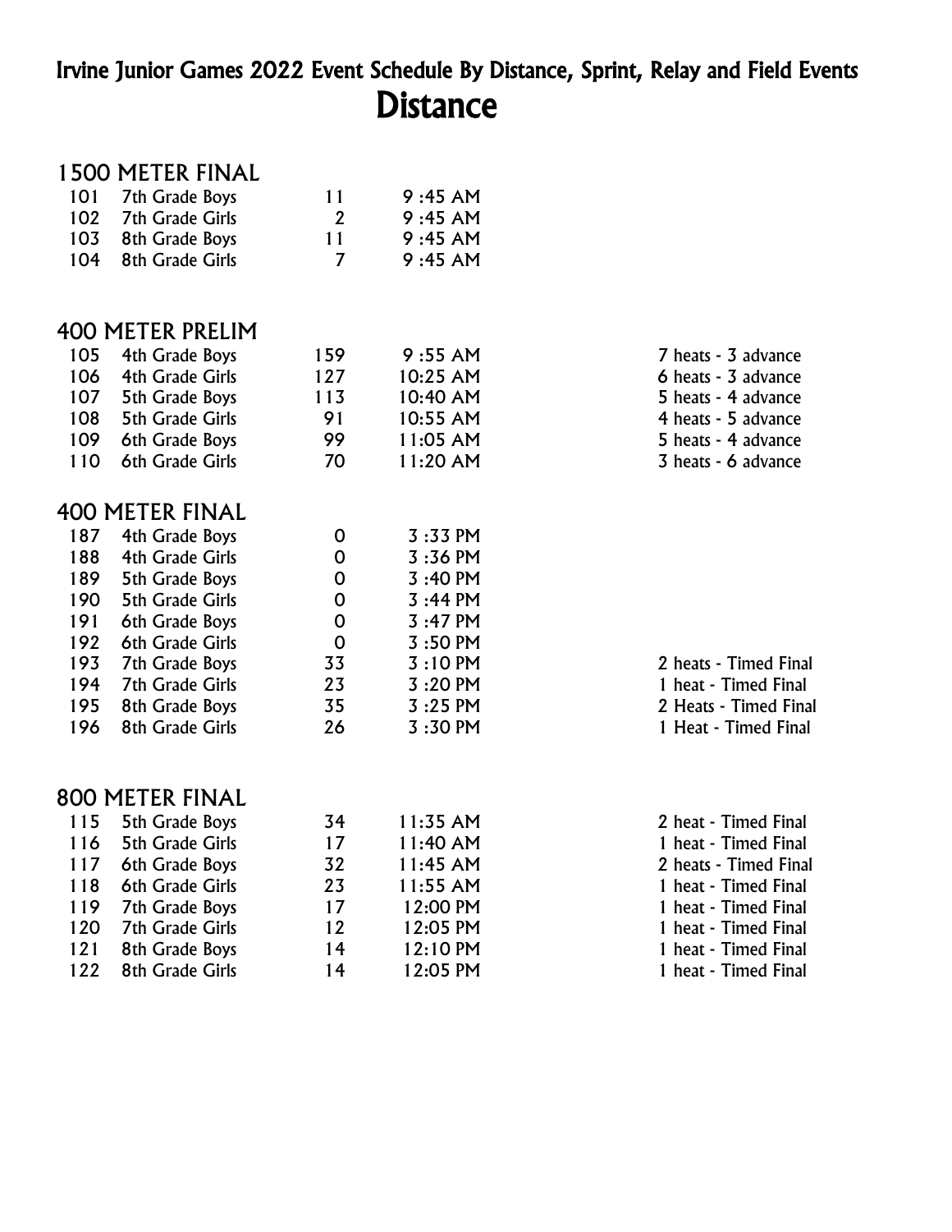# Irvine Junior Games 2022 Event Schedule By Distance, Sprint, Relay and Field Events

## Distance

### 1500 METER FINAL

| | | | | |
|---|---|---|---|---|
| 101 | 7th Grade Boys | 11 | 9 :45 AM | |
| 102 | 7th Grade Girls | 2 | 9 :45 AM | |
| 103 | 8th Grade Boys | 11 | 9 :45 AM | |
| 104 | 8th Grade Girls | 7 | 9 :45 AM | |

### 400 METER PRELIM

| | | | | |
|---|---|---|---|---|
| 105 | 4th Grade Boys | 159 | 9 :55 AM | 7 heats - 3 advance |
| 106 | 4th Grade Girls | 127 | 10:25 AM | 6 heats - 3 advance |
| 107 | 5th Grade Boys | 113 | 10:40 AM | 5 heats - 4 advance |
| 108 | 5th Grade Girls | 91 | 10:55 AM | 4 heats - 5 advance |
| 109 | 6th Grade Boys | 99 | 11:05 AM | 5 heats - 4 advance |
| 110 | 6th Grade Girls | 70 | 11:20 AM | 3 heats - 6 advance |

### 400 METER FINAL

| | | | | |
|---|---|---|---|---|
| 187 | 4th Grade Boys | 0 | 3 :33 PM | |
| 188 | 4th Grade Girls | 0 | 3 :36 PM | |
| 189 | 5th Grade Boys | 0 | 3 :40 PM | |
| 190 | 5th Grade Girls | 0 | 3 :44 PM | |
| 191 | 6th Grade Boys | 0 | 3 :47 PM | |
| 192 | 6th Grade Girls | 0 | 3 :50 PM | |
| 193 | 7th Grade Boys | 33 | 3 :10 PM | 2 heats - Timed Final |
| 194 | 7th Grade Girls | 23 | 3 :20 PM | 1 heat - Timed Final |
| 195 | 8th Grade Boys | 35 | 3 :25 PM | 2 Heats - Timed Final |
| 196 | 8th Grade Girls | 26 | 3 :30 PM | 1 Heat - Timed Final |

### 800 METER FINAL

| | | | | |
|---|---|---|---|---|
| 115 | 5th Grade Boys | 34 | 11:35 AM | 2 heat - Timed Final |
| 116 | 5th Grade Girls | 17 | 11:40 AM | 1 heat - Timed Final |
| 117 | 6th Grade Boys | 32 | 11:45 AM | 2 heats - Timed Final |
| 118 | 6th Grade Girls | 23 | 11:55 AM | 1 heat - Timed Final |
| 119 | 7th Grade Boys | 17 | 12:00 PM | 1 heat - Timed Final |
| 120 | 7th Grade Girls | 12 | 12:05 PM | 1 heat - Timed Final |
| 121 | 8th Grade Boys | 14 | 12:10 PM | 1 heat - Timed Final |
| 122 | 8th Grade Girls | 14 | 12:05 PM | 1 heat - Timed Final |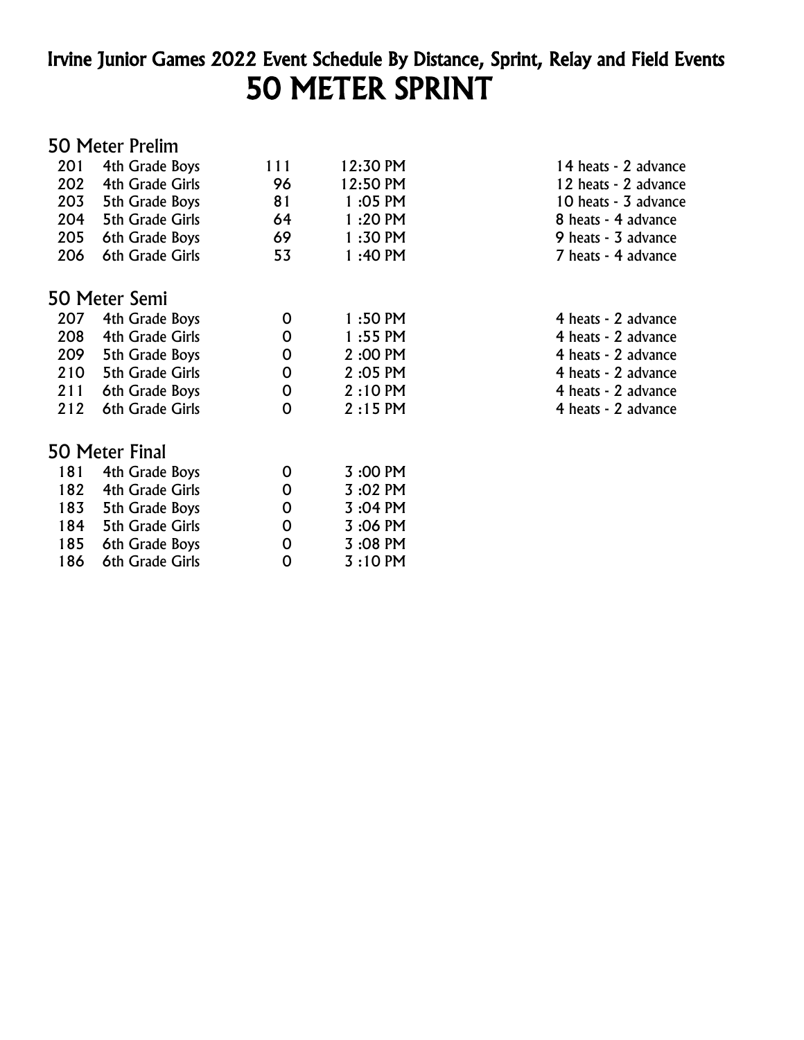# Irvine Junior Games 2022 Event Schedule By Distance, Sprint, Relay and Field Events

## 50 METER SPRINT

### 50 Meter Prelim

| Event | Division | Entries | Time | Heats |
|---|---|---|---|---|
| 201 | 4th Grade Boys | 111 | 12:30 PM | 14 heats - 2 advance |
| 202 | 4th Grade Girls | 96 | 12:50 PM | 12 heats - 2 advance |
| 203 | 5th Grade Boys | 81 | 1 :05 PM | 10 heats - 3 advance |
| 204 | 5th Grade Girls | 64 | 1 :20 PM | 8 heats - 4 advance |
| 205 | 6th Grade Boys | 69 | 1 :30 PM | 9 heats - 3 advance |
| 206 | 6th Grade Girls | 53 | 1 :40 PM | 7 heats - 4 advance |

### 50 Meter Semi

| Event | Division | Entries | Time | Heats |
|---|---|---|---|---|
| 207 | 4th Grade Boys | 0 | 1 :50 PM | 4 heats - 2 advance |
| 208 | 4th Grade Girls | 0 | 1 :55 PM | 4 heats - 2 advance |
| 209 | 5th Grade Boys | 0 | 2 :00 PM | 4 heats - 2 advance |
| 210 | 5th Grade Girls | 0 | 2 :05 PM | 4 heats - 2 advance |
| 211 | 6th Grade Boys | 0 | 2 :10 PM | 4 heats - 2 advance |
| 212 | 6th Grade Girls | 0 | 2 :15 PM | 4 heats - 2 advance |

### 50 Meter Final

| Event | Division | Entries | Time |
|---|---|---|---|
| 181 | 4th Grade Boys | 0 | 3 :00 PM |
| 182 | 4th Grade Girls | 0 | 3 :02 PM |
| 183 | 5th Grade Boys | 0 | 3 :04 PM |
| 184 | 5th Grade Girls | 0 | 3 :06 PM |
| 185 | 6th Grade Boys | 0 | 3 :08 PM |
| 186 | 6th Grade Girls | 0 | 3 :10 PM |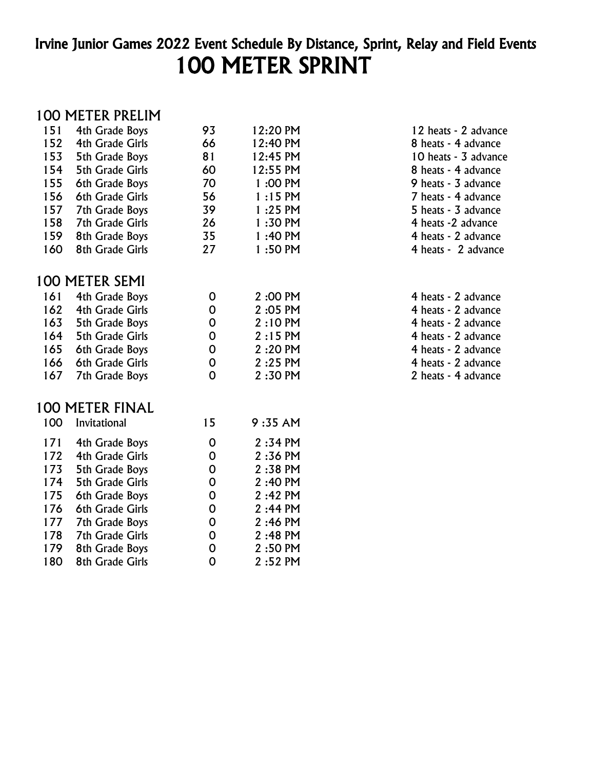# Irvine Junior Games 2022 Event Schedule By Distance, Sprint, Relay and Field Events

# 100 METER SPRINT

## 100 METER PRELIM

| | | | | |
|---|---|---|---|---|
| 151 | 4th Grade Boys | 93 | 12:20 PM | 12 heats - 2 advance |
| 152 | 4th Grade Girls | 66 | 12:40 PM | 8 heats - 4 advance |
| 153 | 5th Grade Boys | 81 | 12:45 PM | 10 heats - 3 advance |
| 154 | 5th Grade Girls | 60 | 12:55 PM | 8 heats - 4 advance |
| 155 | 6th Grade Boys | 70 | 1 :00 PM | 9 heats - 3 advance |
| 156 | 6th Grade Girls | 56 | 1 :15 PM | 7 heats - 4 advance |
| 157 | 7th Grade Boys | 39 | 1 :25 PM | 5 heats - 3 advance |
| 158 | 7th Grade Girls | 26 | 1 :30 PM | 4 heats -2 advance |
| 159 | 8th Grade Boys | 35 | 1 :40 PM | 4 heats - 2 advance |
| 160 | 8th Grade Girls | 27 | 1 :50 PM | 4 heats - 2 advance |

## 100 METER SEMI

| | | | | |
|---|---|---|---|---|
| 161 | 4th Grade Boys | 0 | 2 :00 PM | 4 heats - 2 advance |
| 162 | 4th Grade Girls | 0 | 2 :05 PM | 4 heats - 2 advance |
| 163 | 5th Grade Boys | 0 | 2 :10 PM | 4 heats - 2 advance |
| 164 | 5th Grade Girls | 0 | 2 :15 PM | 4 heats - 2 advance |
| 165 | 6th Grade Boys | 0 | 2 :20 PM | 4 heats - 2 advance |
| 166 | 6th Grade Girls | 0 | 2 :25 PM | 4 heats - 2 advance |
| 167 | 7th Grade Boys | 0 | 2 :30 PM | 2 heats - 4 advance |

## 100 METER FINAL

| | | | |
|---|---|---|---|
| 100 | Invitational | 15 | 9 :35 AM |
| 171 | 4th Grade Boys | 0 | 2 :34 PM |
| 172 | 4th Grade Girls | 0 | 2 :36 PM |
| 173 | 5th Grade Boys | 0 | 2 :38 PM |
| 174 | 5th Grade Girls | 0 | 2 :40 PM |
| 175 | 6th Grade Boys | 0 | 2 :42 PM |
| 176 | 6th Grade Girls | 0 | 2 :44 PM |
| 177 | 7th Grade Boys | 0 | 2 :46 PM |
| 178 | 7th Grade Girls | 0 | 2 :48 PM |
| 179 | 8th Grade Boys | 0 | 2 :50 PM |
| 180 | 8th Grade Girls | 0 | 2 :52 PM |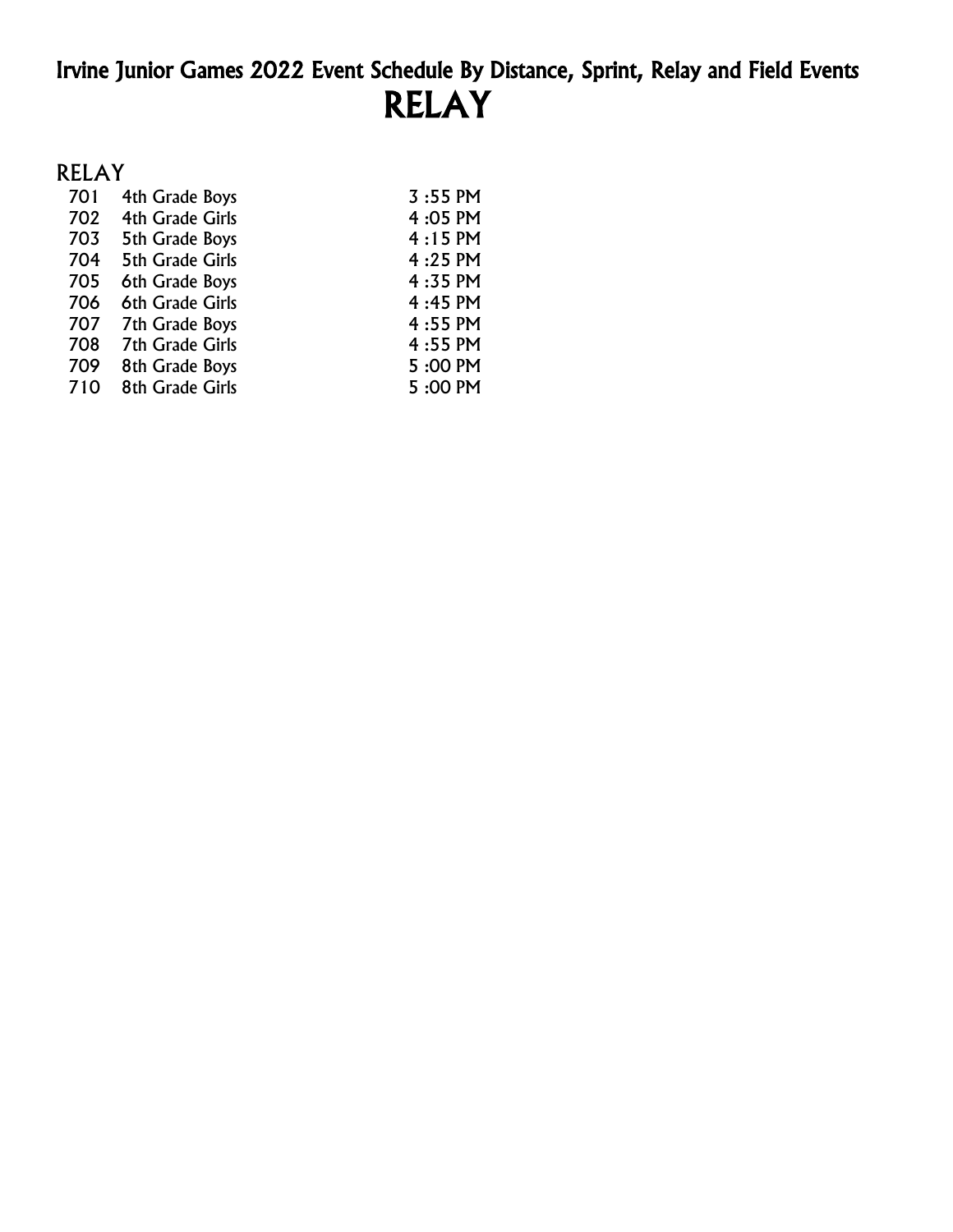# Irvine Junior Games 2022 Event Schedule By Distance, Sprint, Relay and Field Events

# RELAY

## RELAY

| | | |
|---|---|---|
| 701 | 4th Grade Boys | 3 :55 PM |
| 702 | 4th Grade Girls | 4 :05 PM |
| 703 | 5th Grade Boys | 4 :15 PM |
| 704 | 5th Grade Girls | 4 :25 PM |
| 705 | 6th Grade Boys | 4 :35 PM |
| 706 | 6th Grade Girls | 4 :45 PM |
| 707 | 7th Grade Boys | 4 :55 PM |
| 708 | 7th Grade Girls | 4 :55 PM |
| 709 | 8th Grade Boys | 5 :00 PM |
| 710 | 8th Grade Girls | 5 :00 PM |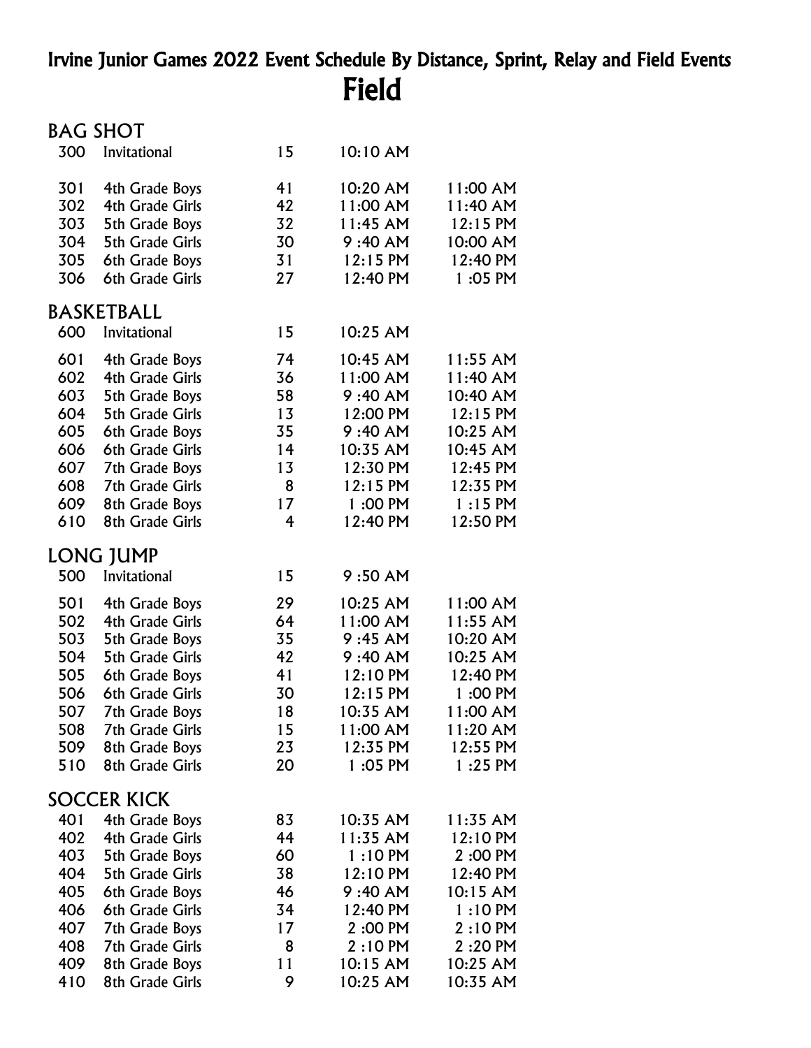# Irvine Junior Games 2022 Event Schedule By Distance, Sprint, Relay and Field Events

## Field

### BAG SHOT

| | | | | |
|---|---|---|---|---|
| 300 | Invitational | 15 | 10:10 AM | |
| 301 | 4th Grade Boys | 41 | 10:20 AM | 11:00 AM |
| 302 | 4th Grade Girls | 42 | 11:00 AM | 11:40 AM |
| 303 | 5th Grade Boys | 32 | 11:45 AM | 12:15 PM |
| 304 | 5th Grade Girls | 30 | 9 :40 AM | 10:00 AM |
| 305 | 6th Grade Boys | 31 | 12:15 PM | 12:40 PM |
| 306 | 6th Grade Girls | 27 | 12:40 PM | 1 :05 PM |

### BASKETBALL

| | | | | |
|---|---|---|---|---|
| 600 | Invitational | 15 | 10:25 AM | |
| 601 | 4th Grade Boys | 74 | 10:45 AM | 11:55 AM |
| 602 | 4th Grade Girls | 36 | 11:00 AM | 11:40 AM |
| 603 | 5th Grade Boys | 58 | 9 :40 AM | 10:40 AM |
| 604 | 5th Grade Girls | 13 | 12:00 PM | 12:15 PM |
| 605 | 6th Grade Boys | 35 | 9 :40 AM | 10:25 AM |
| 606 | 6th Grade Girls | 14 | 10:35 AM | 10:45 AM |
| 607 | 7th Grade Boys | 13 | 12:30 PM | 12:45 PM |
| 608 | 7th Grade Girls | 8 | 12:15 PM | 12:35 PM |
| 609 | 8th Grade Boys | 17 | 1 :00 PM | 1 :15 PM |
| 610 | 8th Grade Girls | 4 | 12:40 PM | 12:50 PM |

### LONG JUMP

| | | | | |
|---|---|---|---|---|
| 500 | Invitational | 15 | 9 :50 AM | |
| 501 | 4th Grade Boys | 29 | 10:25 AM | 11:00 AM |
| 502 | 4th Grade Girls | 64 | 11:00 AM | 11:55 AM |
| 503 | 5th Grade Boys | 35 | 9 :45 AM | 10:20 AM |
| 504 | 5th Grade Girls | 42 | 9 :40 AM | 10:25 AM |
| 505 | 6th Grade Boys | 41 | 12:10 PM | 12:40 PM |
| 506 | 6th Grade Girls | 30 | 12:15 PM | 1 :00 PM |
| 507 | 7th Grade Boys | 18 | 10:35 AM | 11:00 AM |
| 508 | 7th Grade Girls | 15 | 11:00 AM | 11:20 AM |
| 509 | 8th Grade Boys | 23 | 12:35 PM | 12:55 PM |
| 510 | 8th Grade Girls | 20 | 1 :05 PM | 1 :25 PM |

### SOCCER KICK

| | | | | |
|---|---|---|---|---|
| 401 | 4th Grade Boys | 83 | 10:35 AM | 11:35 AM |
| 402 | 4th Grade Girls | 44 | 11:35 AM | 12:10 PM |
| 403 | 5th Grade Boys | 60 | 1 :10 PM | 2 :00 PM |
| 404 | 5th Grade Girls | 38 | 12:10 PM | 12:40 PM |
| 405 | 6th Grade Boys | 46 | 9 :40 AM | 10:15 AM |
| 406 | 6th Grade Girls | 34 | 12:40 PM | 1 :10 PM |
| 407 | 7th Grade Boys | 17 | 2 :00 PM | 2 :10 PM |
| 408 | 7th Grade Girls | 8 | 2 :10 PM | 2 :20 PM |
| 409 | 8th Grade Boys | 11 | 10:15 AM | 10:25 AM |
| 410 | 8th Grade Girls | 9 | 10:25 AM | 10:35 AM |